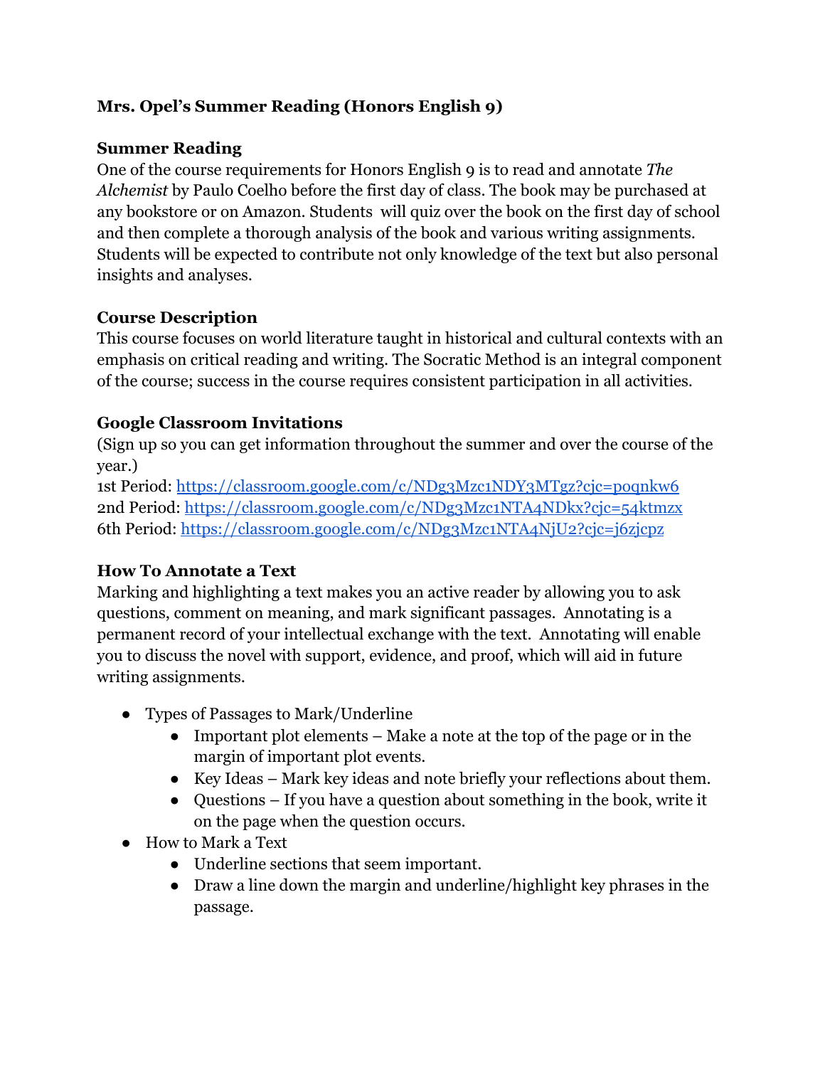# Mrs. Opel's Summer Reading (Honors English 9)

## Summer Reading

One of the course requirements for Honors English 9 is to read and annotate *The Alchemist* by Paulo Coelho before the first day of class. The book may be purchased at any bookstore or on Amazon. Students will quiz over the book on the first day of school and then complete a thorough analysis of the book and various writing assignments. Students will be expected to contribute not only knowledge of the text but also personal insights and analyses.

## Course Description

This course focuses on world literature taught in historical and cultural contexts with an emphasis on critical reading and writing. The Socratic Method is an integral component of the course; success in the course requires consistent participation in all activities.

## Google Classroom Invitations

(Sign up so you can get information throughout the summer and over the course of the year.)

1st Period: [https://classroom.google.com/c/NDg3Mzc1NDY3MTgz?cjc=poqnkw6](https://classroom.google.com/c/NDg3Mzc1NDY3MTgz?cjc=poqnkw6)
2nd Period: [https://classroom.google.com/c/NDg3Mzc1NTA4NDkx?cjc=54ktmzx](https://classroom.google.com/c/NDg3Mzc1NTA4NDkx?cjc=54ktmzx)
6th Period: [https://classroom.google.com/c/NDg3Mzc1NTA4NjU2?cjc=j6zjcpz](https://classroom.google.com/c/NDg3Mzc1NTA4NjU2?cjc=j6zjcpz)

## How To Annotate a Text

Marking and highlighting a text makes you an active reader by allowing you to ask questions, comment on meaning, and mark significant passages. Annotating is a permanent record of your intellectual exchange with the text. Annotating will enable you to discuss the novel with support, evidence, and proof, which will aid in future writing assignments.

- Types of Passages to Mark/Underline
  - Important plot elements – Make a note at the top of the page or in the margin of important plot events.
  - Key Ideas – Mark key ideas and note briefly your reflections about them.
  - Questions – If you have a question about something in the book, write it on the page when the question occurs.
- How to Mark a Text
  - Underline sections that seem important.
  - Draw a line down the margin and underline/highlight key phrases in the passage.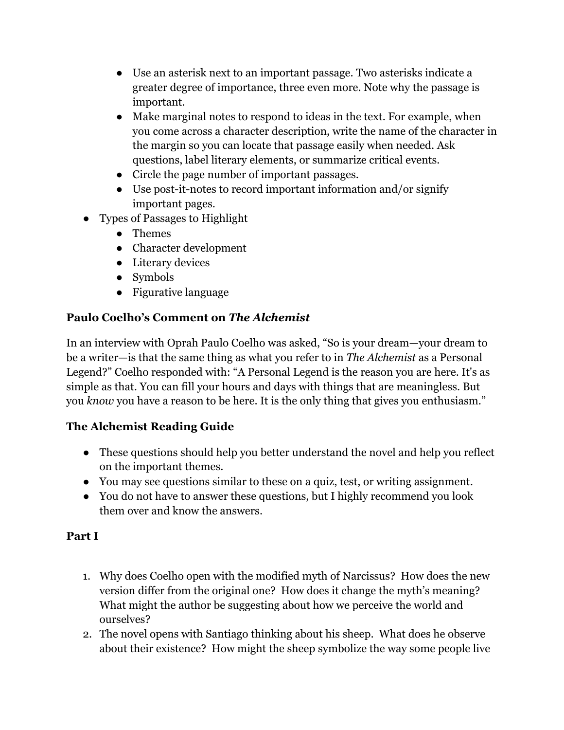- Use an asterisk next to an important passage. Two asterisks indicate a greater degree of importance, three even more. Note why the passage is important.
  - Make marginal notes to respond to ideas in the text. For example, when you come across a character description, write the name of the character in the margin so you can locate that passage easily when needed. Ask questions, label literary elements, or summarize critical events.
  - Circle the page number of important passages.
  - Use post-it-notes to record important information and/or signify important pages.
- Types of Passages to Highlight
  - Themes
  - Character development
  - Literary devices
  - Symbols
  - Figurative language

**Paulo Coelho's Comment on *The Alchemist***

In an interview with Oprah Paulo Coelho was asked, "So is your dream—your dream to be a writer—is that the same thing as what you refer to in *The Alchemist* as a Personal Legend?" Coelho responded with: "A Personal Legend is the reason you are here. It's as simple as that. You can fill your hours and days with things that are meaningless. But you *know* you have a reason to be here. It is the only thing that gives you enthusiasm."

**The Alchemist Reading Guide**

- These questions should help you better understand the novel and help you reflect on the important themes.
- You may see questions similar to these on a quiz, test, or writing assignment.
- You do not have to answer these questions, but I highly recommend you look them over and know the answers.

**Part I**

1. Why does Coelho open with the modified myth of Narcissus? How does the new version differ from the original one? How does it change the myth's meaning? What might the author be suggesting about how we perceive the world and ourselves?
2. The novel opens with Santiago thinking about his sheep. What does he observe about their existence? How might the sheep symbolize the way some people live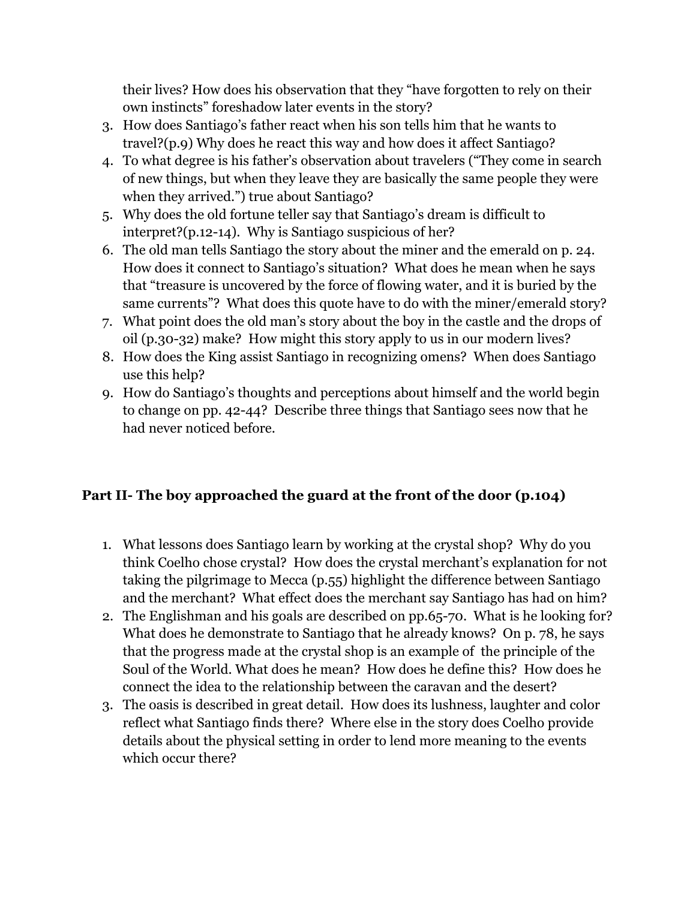their lives? How does his observation that they "have forgotten to rely on their own instincts" foreshadow later events in the story?

3. How does Santiago's father react when his son tells him that he wants to travel?(p.9) Why does he react this way and how does it affect Santiago?
4. To what degree is his father's observation about travelers ("They come in search of new things, but when they leave they are basically the same people they were when they arrived.") true about Santiago?
5. Why does the old fortune teller say that Santiago's dream is difficult to interpret?(p.12-14). Why is Santiago suspicious of her?
6. The old man tells Santiago the story about the miner and the emerald on p. 24. How does it connect to Santiago's situation? What does he mean when he says that "treasure is uncovered by the force of flowing water, and it is buried by the same currents"? What does this quote have to do with the miner/emerald story?
7. What point does the old man's story about the boy in the castle and the drops of oil (p.30-32) make? How might this story apply to us in our modern lives?
8. How does the King assist Santiago in recognizing omens? When does Santiago use this help?
9. How do Santiago's thoughts and perceptions about himself and the world begin to change on pp. 42-44? Describe three things that Santiago sees now that he had never noticed before.

## Part II- The boy approached the guard at the front of the door (p.104)

1. What lessons does Santiago learn by working at the crystal shop? Why do you think Coelho chose crystal? How does the crystal merchant's explanation for not taking the pilgrimage to Mecca (p.55) highlight the difference between Santiago and the merchant? What effect does the merchant say Santiago has had on him?
2. The Englishman and his goals are described on pp.65-70. What is he looking for? What does he demonstrate to Santiago that he already knows? On p. 78, he says that the progress made at the crystal shop is an example of the principle of the Soul of the World. What does he mean? How does he define this? How does he connect the idea to the relationship between the caravan and the desert?
3. The oasis is described in great detail. How does its lushness, laughter and color reflect what Santiago finds there? Where else in the story does Coelho provide details about the physical setting in order to lend more meaning to the events which occur there?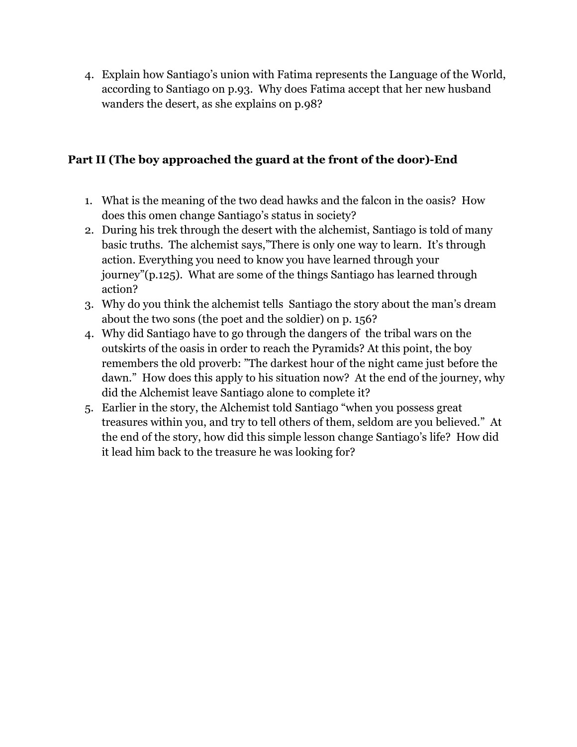4. Explain how Santiago's union with Fatima represents the Language of the World, according to Santiago on p.93. Why does Fatima accept that her new husband wanders the desert, as she explains on p.98?

**Part II (The boy approached the guard at the front of the door)-End**

1. What is the meaning of the two dead hawks and the falcon in the oasis? How does this omen change Santiago's status in society?
2. During his trek through the desert with the alchemist, Santiago is told of many basic truths. The alchemist says,"There is only one way to learn. It's through action. Everything you need to know you have learned through your journey"(p.125). What are some of the things Santiago has learned through action?
3. Why do you think the alchemist tells Santiago the story about the man's dream about the two sons (the poet and the soldier) on p. 156?
4. Why did Santiago have to go through the dangers of the tribal wars on the outskirts of the oasis in order to reach the Pyramids? At this point, the boy remembers the old proverb: "The darkest hour of the night came just before the dawn." How does this apply to his situation now? At the end of the journey, why did the Alchemist leave Santiago alone to complete it?
5. Earlier in the story, the Alchemist told Santiago "when you possess great treasures within you, and try to tell others of them, seldom are you believed." At the end of the story, how did this simple lesson change Santiago's life? How did it lead him back to the treasure he was looking for?